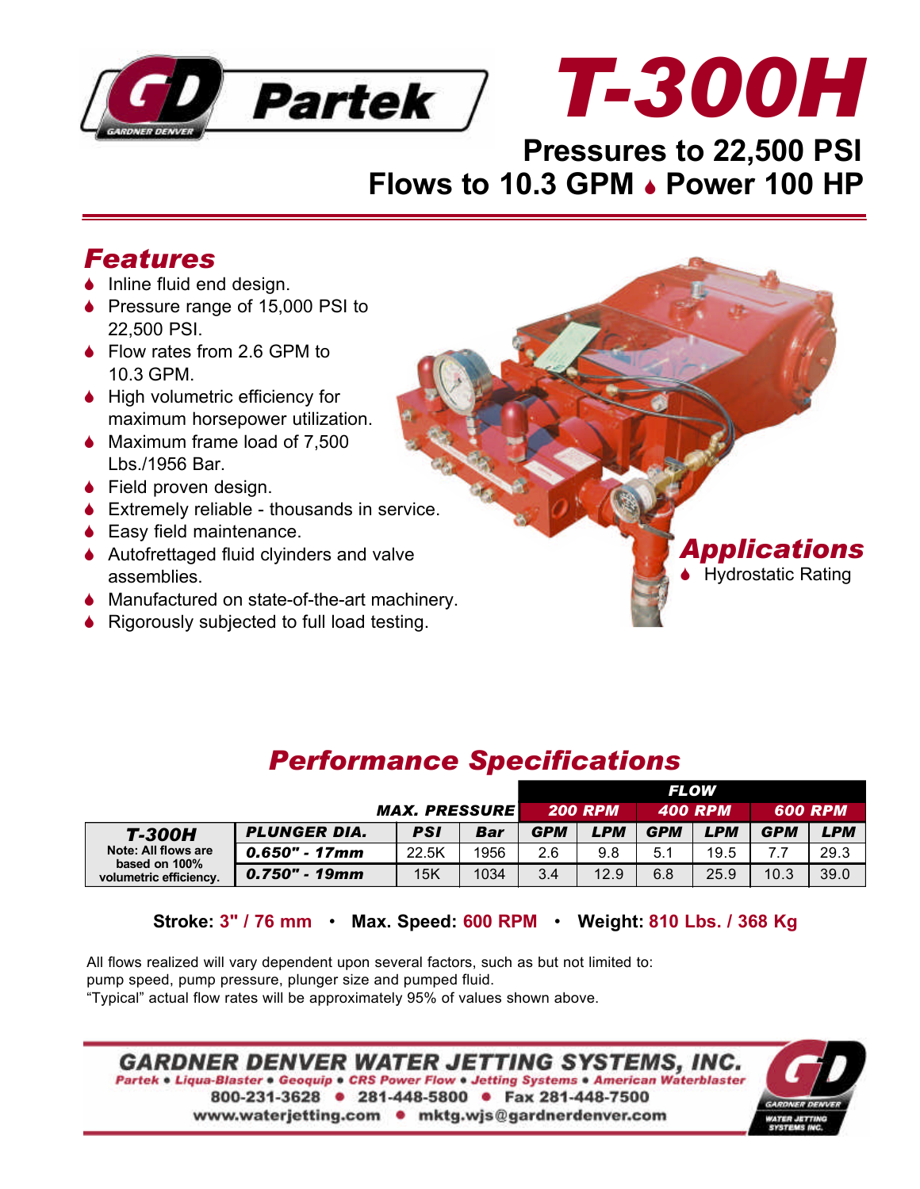# T-300H

**Pressures to 22,500 PSI**
**Flows to 10.3 GPM ♦ Power 100 HP**

## Features

- Inline fluid end design.
- Pressure range of 15,000 PSI to 22,500 PSI.
- Flow rates from 2.6 GPM to 10.3 GPM.
- High volumetric efficiency for maximum horsepower utilization.
- Maximum frame load of 7,500 Lbs./1956 Bar.
- Field proven design.
- Extremely reliable - thousands in service.
- Easy field maintenance.
- Autofrettaged fluid clyinders and valve assemblies.
- Manufactured on state-of-the-art machinery.
- Rigorously subjected to full load testing.

## Applications

- Hydrostatic Rating

## Performance Specifications

| T-300H | | MAX. PRESSURE | | FLOW | | | | | |
|---|---|---|---|---|---|---|---|---|---|
| | | | | 200 RPM | | 400 RPM | | 600 RPM | |
| Note: All flows are based on 100% volumetric efficiency. | PLUNGER DIA. | PSI | Bar | GPM | LPM | GPM | LPM | GPM | LPM |
| | 0.650" - 17mm | 22.5K | 1956 | 2.6 | 9.8 | 5.1 | 19.5 | 7.7 | 29.3 |
| | 0.750" - 19mm | 15K | 1034 | 3.4 | 12.9 | 6.8 | 25.9 | 10.3 | 39.0 |

**Stroke:** 3" / 76 mm • **Max. Speed:** 600 RPM • **Weight:** 810 Lbs. / 368 Kg

All flows realized will vary dependent upon several factors, such as but not limited to: pump speed, pump pressure, plunger size and pumped fluid.
"Typical" actual flow rates will be approximately 95% of values shown above.

**GARDNER DENVER WATER JETTING SYSTEMS, INC.**
Partek • Liqua-Blaster • Geoquip • CRS Power Flow • Jetting Systems • American Waterblaster
800-231-3628 • 281-448-5800 • Fax 281-448-7500
www.waterjetting.com • mktg.wjs@gardnerdenver.com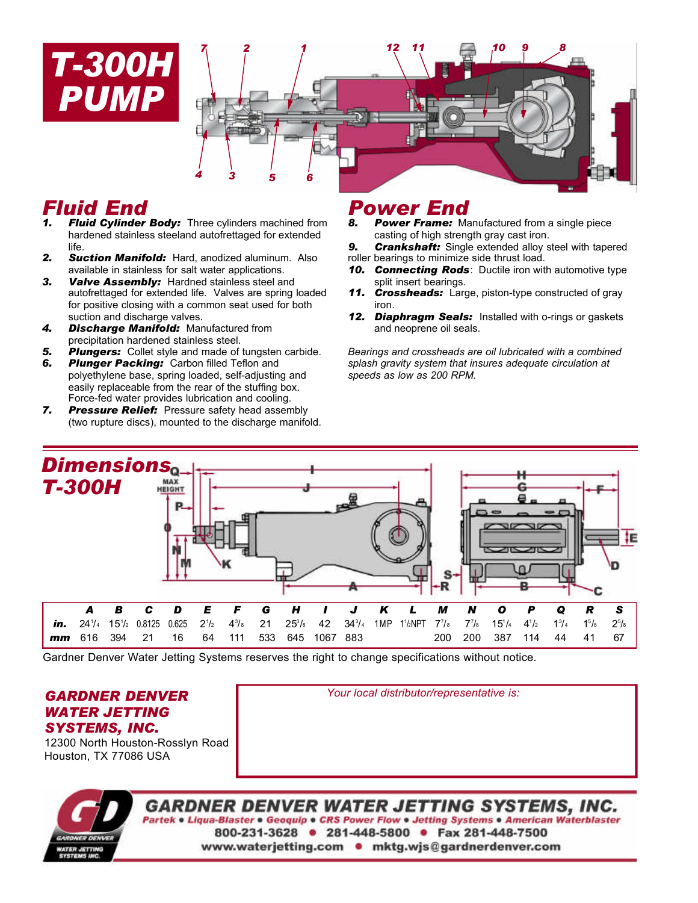# T-300H PUMP

## Fluid End

1. ***Fluid Cylinder Body:*** Three cylinders machined from hardened stainless steeland autofrettaged for extended life.
2. ***Suction Manifold:*** Hard, anodized aluminum. Also available in stainless for salt water applications.
3. ***Valve Assembly:*** Hardned stainless steel and autofrettaged for extended life. Valves are spring loaded for positive closing with a common seat used for both suction and discharge valves.
4. ***Discharge Manifold:*** Manufactured from precipitation hardened stainless steel.
5. ***Plungers:*** Collet style and made of tungsten carbide.
6. ***Plunger Packing:*** Carbon filled Teflon and polyethylene base, spring loaded, self-adjusting and easily replaceable from the rear of the stuffing box. Force-fed water provides lubrication and cooling.
7. ***Pressure Relief:*** Pressure safety head assembly (two rupture discs), mounted to the discharge manifold.

## Power End

8. ***Power Frame:*** Manufactured from a single piece casting of high strength gray cast iron.
9. ***Crankshaft:*** Single extended alloy steel with tapered roller bearings to minimize side thrust load.
10. ***Connecting Rods***: Ductile iron with automotive type split insert bearings.
11. ***Crossheads:*** Large, piston-type constructed of gray iron.
12. ***Diaphragm Seals:*** Installed with o-rings or gaskets and neoprene oil seals.

*Bearings and crossheads are oil lubricated with a combined splash gravity system that insures adequate circulation at speeds as low as 200 RPM.*

## Dimensions T-300H

| | A | B | C | D | E | F | G | H | I | J | K | L | M | N | O | P | Q | R | S |
|---|---|---|---|---|---|---|---|---|---|---|---|---|---|---|---|---|---|---|---|
| **in.** | 24 1/4 | 15 1/2 | 0.8125 | 0.625 | 2 1/2 | 4 3/8 | 21 | 25 3/8 | 42 | 34 3/4 | 1MP | 1 1/2NPT | 7 7/8 | 7 7/8 | 15 1/4 | 4 1/2 | 1 3/4 | 1 5/8 | 2 5/8 |
| **mm** | 616 | 394 | 21 | 16 | 64 | 111 | 533 | 645 | 1067 | 883 | | | 200 | 200 | 387 | 114 | 44 | 41 | 67 |

Gardner Denver Water Jetting Systems reserves the right to change specifications without notice.

**GARDNER DENVER WATER JETTING SYSTEMS, INC.**
12300 North Houston-Rosslyn Road
Houston, TX 77086 USA

*Your local distributor/representative is:*

**GARDNER DENVER WATER JETTING SYSTEMS, INC.**
*Partek • Liqua-Blaster • Geoquip • CRS Power Flow • Jetting Systems • American Waterblaster*
800-231-3628 • 281-448-5800 • Fax 281-448-7500
www.waterjetting.com • mktg.wjs@gardnerdenver.com